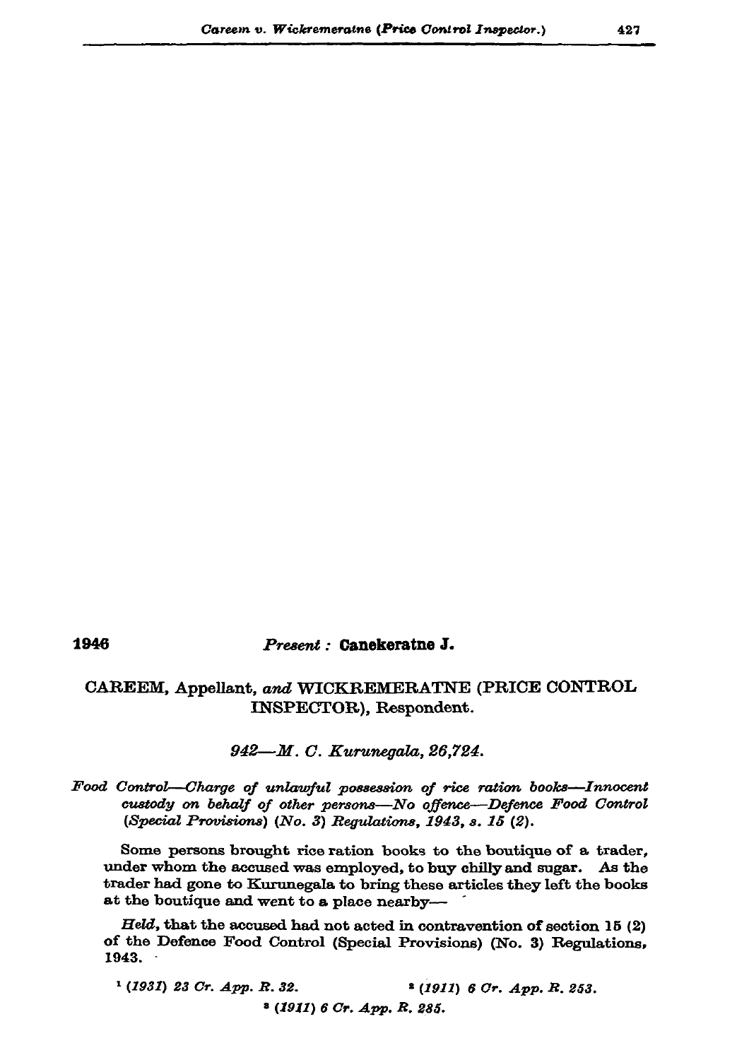1946 *Present :* **Canekeratne J.**

CAREEM, Appellant, *and* WICKREMERATNE (PRICE CONTROL INSPECTOR), Respondent.

*942—M. C. Kurunegala, 26,724.*

*Food Control—Charge of unlawful possession of rice ration books—Innocent custody on behalf of other persons—No offence—Defence Food Control (Special Provisions) (No. 3) Regulations, 1943, s. 15 (2).*

Some persons brought rice ration books to the boutique of a trader, under whom the accused was employed, to buy chilly and sugar. As the trader had gone to Kurunegala to bring these articles they left the books at the boutique and went to a place nearby—

*Held,* that the accused had not acted in contravention of section 15 (2) of the Defence Food Control (Special Provisions) (No. 3) Regulations, 1943.

[1] *(1931) 23 Cr. App. R. 32.* [2] *(1911) 6 Cr. App. R. 253.*

[3] *(1911) 6 Cr. App. R. 285.*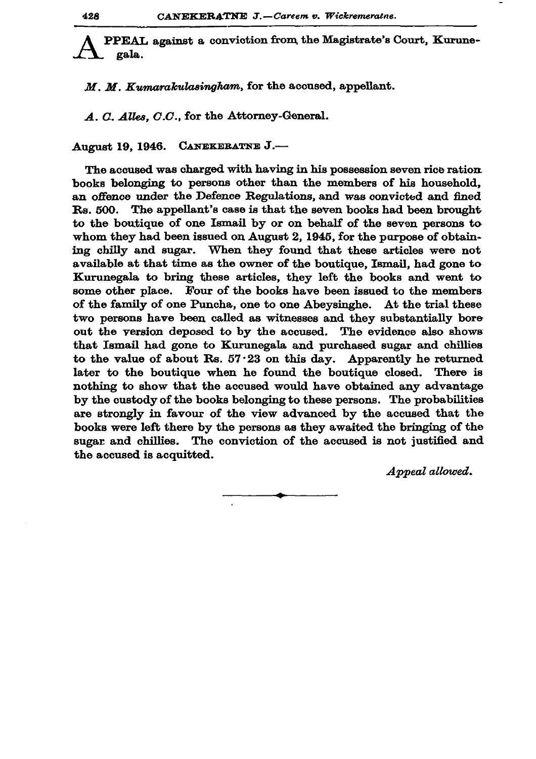**APPEAL** against a conviction from the Magistrate's Court, Kurunegala.

*M. M. Kumarakulasingham*, for the accused, appellant.

*A. C. Alles, C.C.*, for the Attorney-General.

August 19, 1946. CANEKERATNE J.—

The accused was charged with having in his possession seven rice ration books belonging to persons other than the members of his household, an offence under the Defence Regulations, and was convicted and fined Rs. 500. The appellant's case is that the seven books had been brought to the boutique of one Ismail by or on behalf of the seven persons to whom they had been issued on August 2, 1945, for the purpose of obtaining chilly and sugar. When they found that these articles were not available at that time as the owner of the boutique, Ismail, had gone to Kurunegala to bring these articles, they left the books and went to some other place. Four of the books have been issued to the members of the family of one Puncha, one to one Abeysinghe. At the trial these two persons have been called as witnesses and they substantially bore out the version deposed to by the accused. The evidence also shows that Ismail had gone to Kurunegala and purchased sugar and chillies to the value of about Rs. 57·23 on this day. Apparently he returned later to the boutique when he found the boutique closed. There is nothing to show that the accused would have obtained any advantage by the custody of the books belonging to these persons. The probabilities are strongly in favour of the view advanced by the accused that the books were left there by the persons as they awaited the bringing of the sugar and chillies. The conviction of the accused is not justified and the accused is acquitted.

*Appeal allowed.*